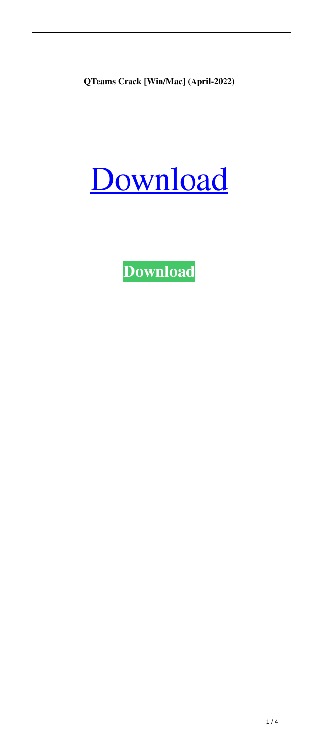**QTeams Crack [Win/Mac] (April-2022)**

# Download

**Download**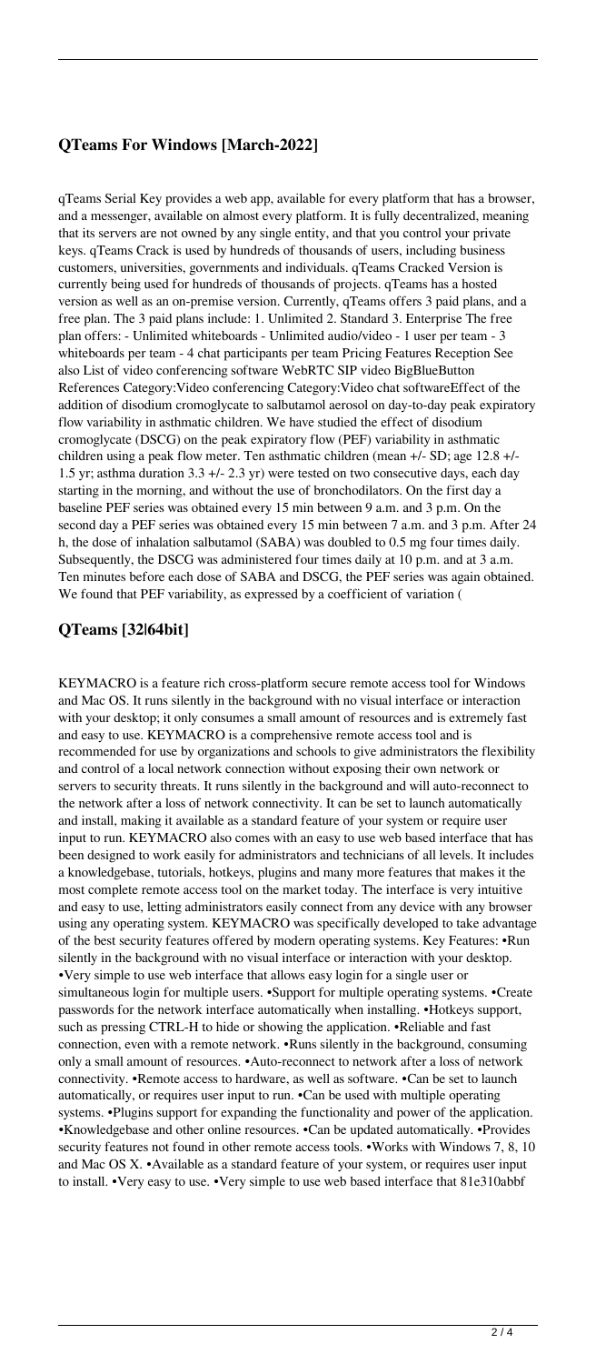## QTeams For Windows [March-2022]

qTeams Serial Key provides a web app, available for every platform that has a browser, and a messenger, available on almost every platform. It is fully decentralized, meaning that its servers are not owned by any single entity, and that you control your private keys. qTeams Crack is used by hundreds of thousands of users, including business customers, universities, governments and individuals. qTeams Cracked Version is currently being used for hundreds of thousands of projects. qTeams has a hosted version as well as an on-premise version. Currently, qTeams offers 3 paid plans, and a free plan. The 3 paid plans include: 1. Unlimited 2. Standard 3. Enterprise The free plan offers: - Unlimited whiteboards - Unlimited audio/video - 1 user per team - 3 whiteboards per team - 4 chat participants per team Pricing Features Reception See also List of video conferencing software WebRTC SIP video BigBlueButton References Category:Video conferencing Category:Video chat softwareEffect of the addition of disodium cromoglycate to salbutamol aerosol on day-to-day peak expiratory flow variability in asthmatic children. We have studied the effect of disodium cromoglycate (DSCG) on the peak expiratory flow (PEF) variability in asthmatic children using a peak flow meter. Ten asthmatic children (mean +/- SD; age 12.8 +/- 1.5 yr; asthma duration 3.3 +/- 2.3 yr) were tested on two consecutive days, each day starting in the morning, and without the use of bronchodilators. On the first day a baseline PEF series was obtained every 15 min between 9 a.m. and 3 p.m. On the second day a PEF series was obtained every 15 min between 7 a.m. and 3 p.m. After 24 h, the dose of inhalation salbutamol (SABA) was doubled to 0.5 mg four times daily. Subsequently, the DSCG was administered four times daily at 10 p.m. and at 3 a.m. Ten minutes before each dose of SABA and DSCG, the PEF series was again obtained. We found that PEF variability, as expressed by a coefficient of variation (

## QTeams [32|64bit]

KEYMACRO is a feature rich cross-platform secure remote access tool for Windows and Mac OS. It runs silently in the background with no visual interface or interaction with your desktop; it only consumes a small amount of resources and is extremely fast and easy to use. KEYMACRO is a comprehensive remote access tool and is recommended for use by organizations and schools to give administrators the flexibility and control of a local network connection without exposing their own network or servers to security threats. It runs silently in the background and will auto-reconnect to the network after a loss of network connectivity. It can be set to launch automatically and install, making it available as a standard feature of your system or require user input to run. KEYMACRO also comes with an easy to use web based interface that has been designed to work easily for administrators and technicians of all levels. It includes a knowledgebase, tutorials, hotkeys, plugins and many more features that makes it the most complete remote access tool on the market today. The interface is very intuitive and easy to use, letting administrators easily connect from any device with any browser using any operating system. KEYMACRO was specifically developed to take advantage of the best security features offered by modern operating systems. Key Features: •Run silently in the background with no visual interface or interaction with your desktop. •Very simple to use web interface that allows easy login for a single user or simultaneous login for multiple users. •Support for multiple operating systems. •Create passwords for the network interface automatically when installing. •Hotkeys support, such as pressing CTRL-H to hide or showing the application. •Reliable and fast connection, even with a remote network. •Runs silently in the background, consuming only a small amount of resources. •Auto-reconnect to network after a loss of network connectivity. •Remote access to hardware, as well as software. •Can be set to launch automatically, or requires user input to run. •Can be used with multiple operating systems. •Plugins support for expanding the functionality and power of the application. •Knowledgebase and other online resources. •Can be updated automatically. •Provides security features not found in other remote access tools. •Works with Windows 7, 8, 10 and Mac OS X. •Available as a standard feature of your system, or requires user input to install. •Very easy to use. •Very simple to use web based interface that 81e310abbf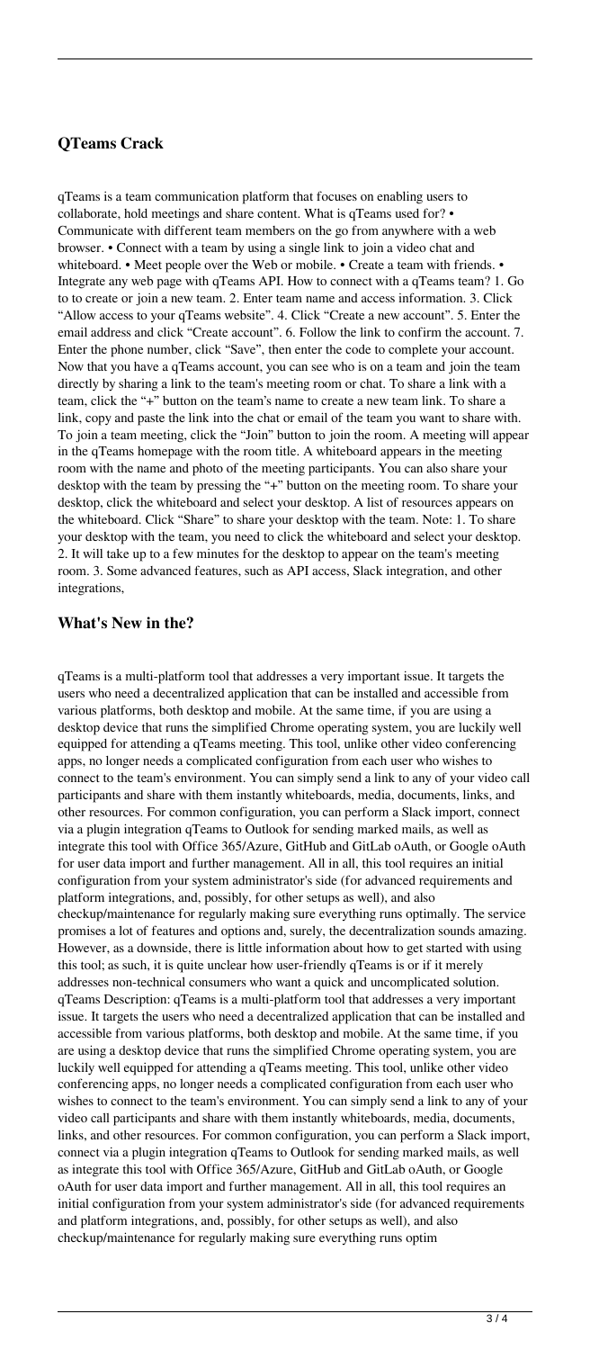### QTeams Crack

qTeams is a team communication platform that focuses on enabling users to collaborate, hold meetings and share content. What is qTeams used for? • Communicate with different team members on the go from anywhere with a web browser. • Connect with a team by using a single link to join a video chat and whiteboard. • Meet people over the Web or mobile. • Create a team with friends. • Integrate any web page with qTeams API. How to connect with a qTeams team? 1. Go to to create or join a new team. 2. Enter team name and access information. 3. Click "Allow access to your qTeams website". 4. Click "Create a new account". 5. Enter the email address and click "Create account". 6. Follow the link to confirm the account. 7. Enter the phone number, click "Save", then enter the code to complete your account. Now that you have a qTeams account, you can see who is on a team and join the team directly by sharing a link to the team's meeting room or chat. To share a link with a team, click the "+" button on the team's name to create a new team link. To share a link, copy and paste the link into the chat or email of the team you want to share with. To join a team meeting, click the "Join" button to join the room. A meeting will appear in the qTeams homepage with the room title. A whiteboard appears in the meeting room with the name and photo of the meeting participants. You can also share your desktop with the team by pressing the "+" button on the meeting room. To share your desktop, click the whiteboard and select your desktop. A list of resources appears on the whiteboard. Click "Share" to share your desktop with the team. Note: 1. To share your desktop with the team, you need to click the whiteboard and select your desktop. 2. It will take up to a few minutes for the desktop to appear on the team's meeting room. 3. Some advanced features, such as API access, Slack integration, and other integrations,

### What's New in the?

qTeams is a multi-platform tool that addresses a very important issue. It targets the users who need a decentralized application that can be installed and accessible from various platforms, both desktop and mobile. At the same time, if you are using a desktop device that runs the simplified Chrome operating system, you are luckily well equipped for attending a qTeams meeting. This tool, unlike other video conferencing apps, no longer needs a complicated configuration from each user who wishes to connect to the team's environment. You can simply send a link to any of your video call participants and share with them instantly whiteboards, media, documents, links, and other resources. For common configuration, you can perform a Slack import, connect via a plugin integration qTeams to Outlook for sending marked mails, as well as integrate this tool with Office 365/Azure, GitHub and GitLab oAuth, or Google oAuth for user data import and further management. All in all, this tool requires an initial configuration from your system administrator's side (for advanced requirements and platform integrations, and, possibly, for other setups as well), and also checkup/maintenance for regularly making sure everything runs optimally. The service promises a lot of features and options and, surely, the decentralization sounds amazing. However, as a downside, there is little information about how to get started with using this tool; as such, it is quite unclear how user-friendly qTeams is or if it merely addresses non-technical consumers who want a quick and uncomplicated solution. qTeams Description: qTeams is a multi-platform tool that addresses a very important issue. It targets the users who need a decentralized application that can be installed and accessible from various platforms, both desktop and mobile. At the same time, if you are using a desktop device that runs the simplified Chrome operating system, you are luckily well equipped for attending a qTeams meeting. This tool, unlike other video conferencing apps, no longer needs a complicated configuration from each user who wishes to connect to the team's environment. You can simply send a link to any of your video call participants and share with them instantly whiteboards, media, documents, links, and other resources. For common configuration, you can perform a Slack import, connect via a plugin integration qTeams to Outlook for sending marked mails, as well as integrate this tool with Office 365/Azure, GitHub and GitLab oAuth, or Google oAuth for user data import and further management. All in all, this tool requires an initial configuration from your system administrator's side (for advanced requirements and platform integrations, and, possibly, for other setups as well), and also checkup/maintenance for regularly making sure everything runs optim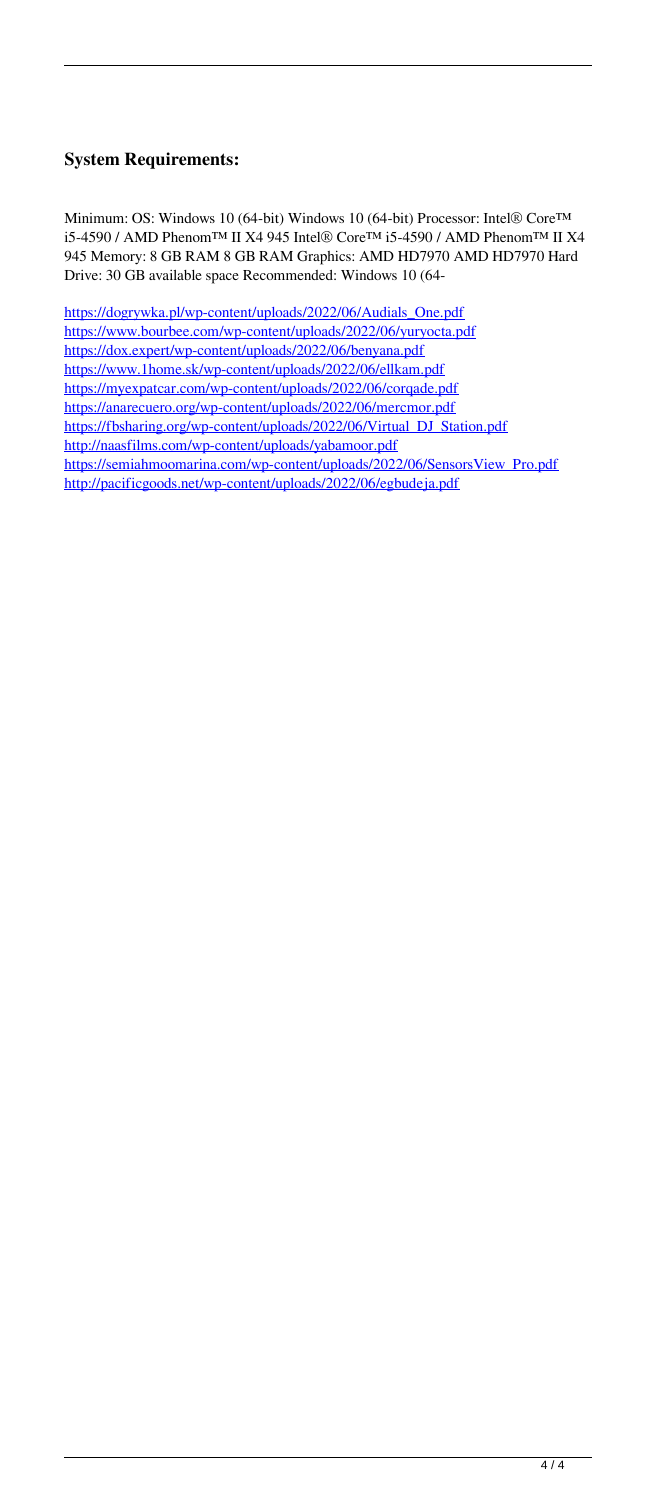### System Requirements:

Minimum: OS: Windows 10 (64-bit) Windows 10 (64-bit) Processor: Intel® Core™ i5-4590 / AMD Phenom™ II X4 945 Intel® Core™ i5-4590 / AMD Phenom™ II X4 945 Memory: 8 GB RAM 8 GB RAM Graphics: AMD HD7970 AMD HD7970 Hard Drive: 30 GB available space Recommended: Windows 10 (64-

https://dogrywka.pl/wp-content/uploads/2022/06/Audials_One.pdf
https://www.bourbee.com/wp-content/uploads/2022/06/yuryocta.pdf
https://dox.expert/wp-content/uploads/2022/06/benyana.pdf
https://www.1home.sk/wp-content/uploads/2022/06/ellkam.pdf
https://myexpatcar.com/wp-content/uploads/2022/06/corqade.pdf
https://anarecuero.org/wp-content/uploads/2022/06/mercmor.pdf
https://fbsharing.org/wp-content/uploads/2022/06/Virtual_DJ_Station.pdf
http://naasfilms.com/wp-content/uploads/yabamoor.pdf
https://semiahmoomarina.com/wp-content/uploads/2022/06/SensorsView_Pro.pdf
http://pacificgoods.net/wp-content/uploads/2022/06/egbudeja.pdf